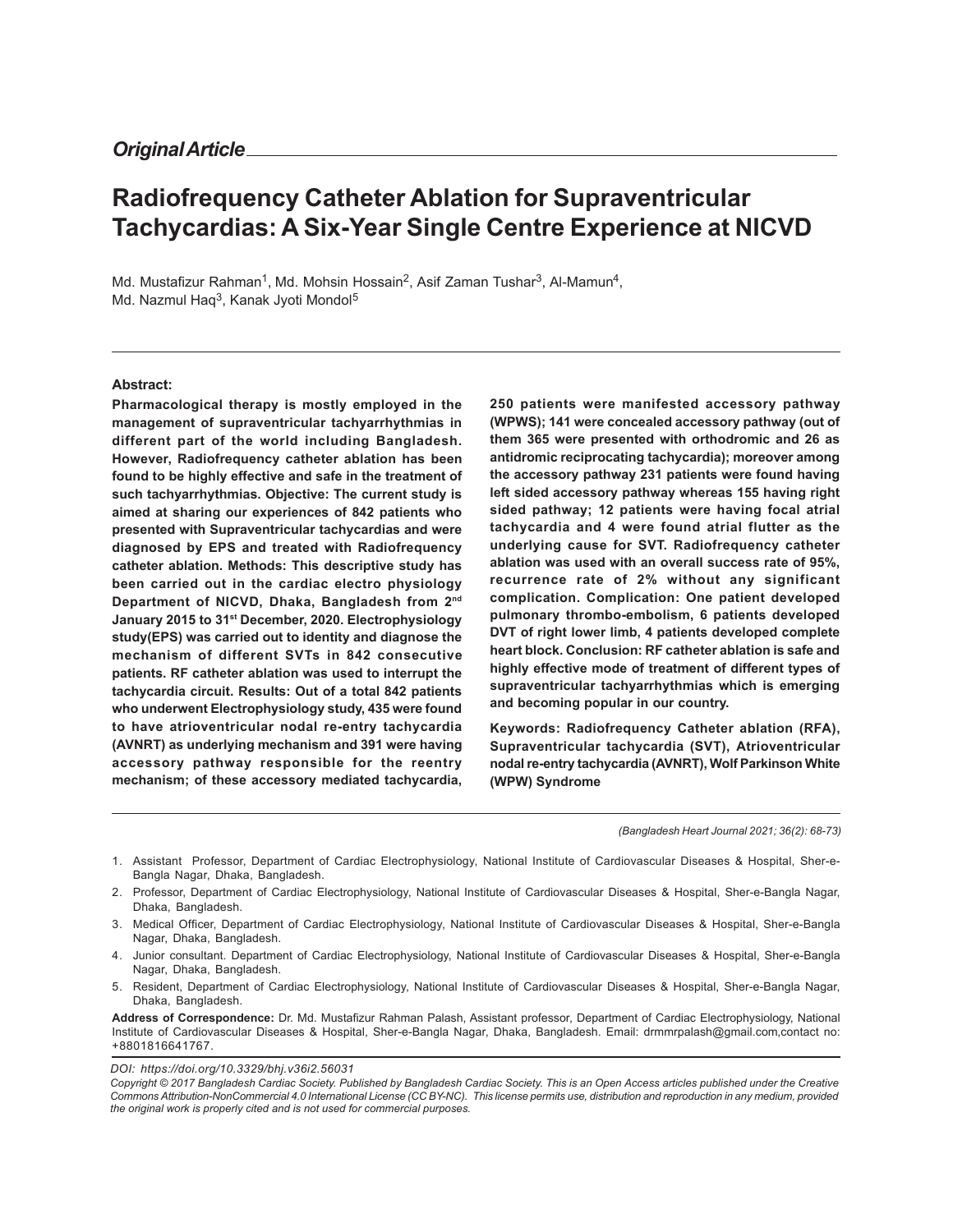*Original Article*

# Radiofrequency Catheter Ablation for Supraventricular Tachycardias: A Six-Year Single Centre Experience at NICVD

Md. Mustafizur Rahman[1], Md. Mohsin Hossain[2], Asif Zaman Tushar[3], Al-Mamun[4], Md. Nazmul Haq[3], Kanak Jyoti Mondol[5]

**Abstract:**

**Pharmacological therapy is mostly employed in the management of supraventricular tachyarrhythmias in different part of the world including Bangladesh. However, Radiofrequency catheter ablation has been found to be highly effective and safe in the treatment of such tachyarrhythmias. Objective: The current study is aimed at sharing our experiences of 842 patients who presented with Supraventricular tachycardias and were diagnosed by EPS and treated with Radiofrequency catheter ablation. Methods: This descriptive study has been carried out in the cardiac electro physiology Department of NICVD, Dhaka, Bangladesh from 2nd January 2015 to 31st December, 2020. Electrophysiology study(EPS) was carried out to identity and diagnose the mechanism of different SVTs in 842 consecutive patients. RF catheter ablation was used to interrupt the tachycardia circuit. Results: Out of a total 842 patients who underwent Electrophysiology study, 435 were found to have atrioventricular nodal re-entry tachycardia (AVNRT) as underlying mechanism and 391 were having accessory pathway responsible for the reentry mechanism; of these accessory mediated tachycardia, 250 patients were manifested accessory pathway (WPWS); 141 were concealed accessory pathway (out of them 365 were presented with orthodromic and 26 as antidromic reciprocating tachycardia); moreover among the accessory pathway 231 patients were found having left sided accessory pathway whereas 155 having right sided pathway; 12 patients were having focal atrial tachycardia and 4 were found atrial flutter as the underlying cause for SVT. Radiofrequency catheter ablation was used with an overall success rate of 95%, recurrence rate of 2% without any significant complication. Complication: One patient developed pulmonary thrombo-embolism, 6 patients developed DVT of right lower limb, 4 patients developed complete heart block. Conclusion: RF catheter ablation is safe and highly effective mode of treatment of different types of supraventricular tachyarrhythmias which is emerging and becoming popular in our country.**

**Keywords: Radiofrequency Catheter ablation (RFA), Supraventricular tachycardia (SVT), Atrioventricular nodal re-entry tachycardia (AVNRT), Wolf Parkinson White (WPW) Syndrome**

*(Bangladesh Heart Journal 2021; 36(2): 68-73)*

1. Assistant Professor, Department of Cardiac Electrophysiology, National Institute of Cardiovascular Diseases & Hospital, Sher-e-Bangla Nagar, Dhaka, Bangladesh.
2. Professor, Department of Cardiac Electrophysiology, National Institute of Cardiovascular Diseases & Hospital, Sher-e-Bangla Nagar, Dhaka, Bangladesh.
3. Medical Officer, Department of Cardiac Electrophysiology, National Institute of Cardiovascular Diseases & Hospital, Sher-e-Bangla Nagar, Dhaka, Bangladesh.
4. Junior consultant. Department of Cardiac Electrophysiology, National Institute of Cardiovascular Diseases & Hospital, Sher-e-Bangla Nagar, Dhaka, Bangladesh.
5. Resident, Department of Cardiac Electrophysiology, National Institute of Cardiovascular Diseases & Hospital, Sher-e-Bangla Nagar, Dhaka, Bangladesh.

**Address of Correspondence:** Dr. Md. Mustafizur Rahman Palash, Assistant professor, Department of Cardiac Electrophysiology, National Institute of Cardiovascular Diseases & Hospital, Sher-e-Bangla Nagar, Dhaka, Bangladesh. Email: drmmrpalash@gmail.com,contact no: +8801816641767.

*DOI: https://doi.org/10.3329/bhj.v36i2.56031*

*Copyright © 2017 Bangladesh Cardiac Society. Published by Bangladesh Cardiac Society. This is an Open Access articles published under the Creative Commons Attribution-NonCommercial 4.0 International License (CC BY-NC). This license permits use, distribution and reproduction in any medium, provided the original work is properly cited and is not used for commercial purposes.*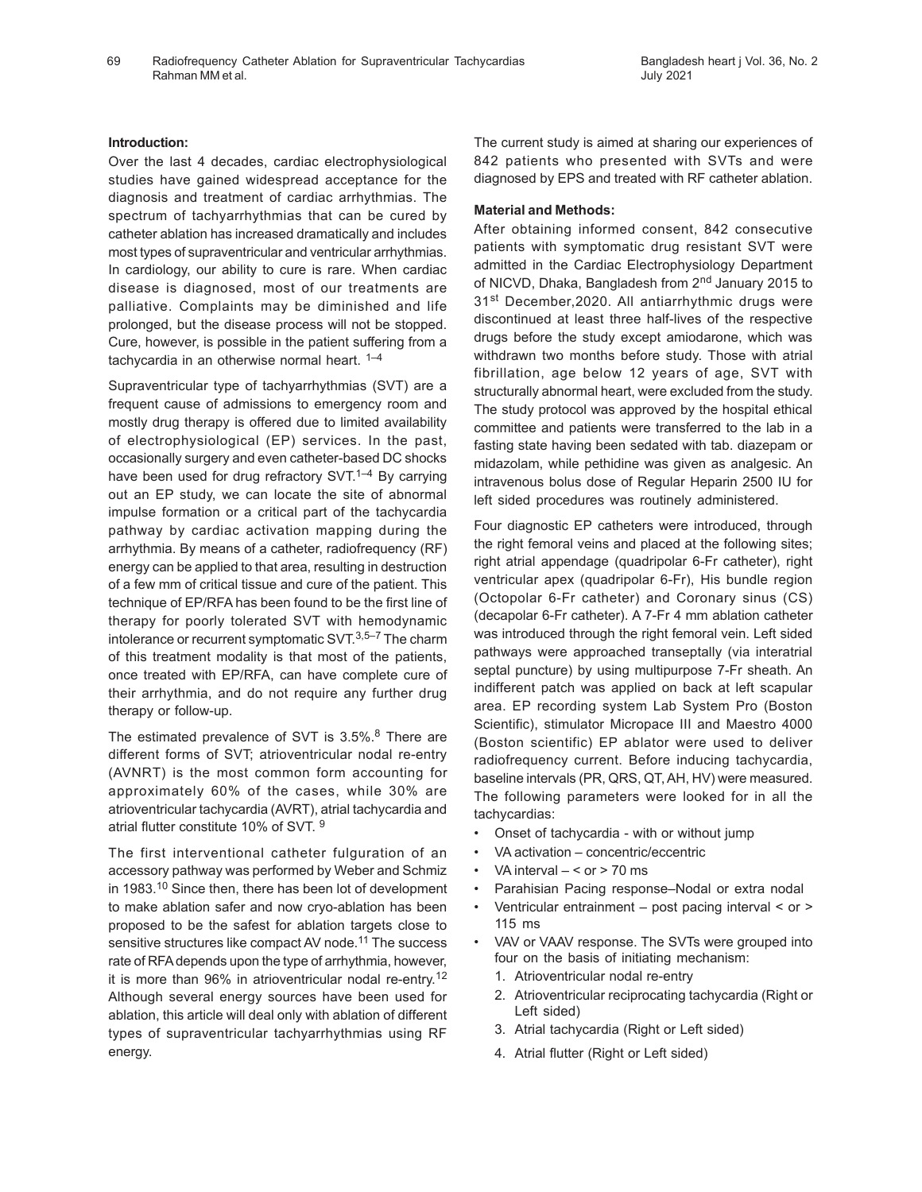**Introduction:**

Over the last 4 decades, cardiac electrophysiological studies have gained widespread acceptance for the diagnosis and treatment of cardiac arrhythmias. The spectrum of tachyarrhythmias that can be cured by catheter ablation has increased dramatically and includes most types of supraventricular and ventricular arrhythmias. In cardiology, our ability to cure is rare. When cardiac disease is diagnosed, most of our treatments are palliative. Complaints may be diminished and life prolonged, but the disease process will not be stopped. Cure, however, is possible in the patient suffering from a tachycardia in an otherwise normal heart. [1–4]

Supraventricular type of tachyarrhythmias (SVT) are a frequent cause of admissions to emergency room and mostly drug therapy is offered due to limited availability of electrophysiological (EP) services. In the past, occasionally surgery and even catheter-based DC shocks have been used for drug refractory SVT.[1–4] By carrying out an EP study, we can locate the site of abnormal impulse formation or a critical part of the tachycardia pathway by cardiac activation mapping during the arrhythmia. By means of a catheter, radiofrequency (RF) energy can be applied to that area, resulting in destruction of a few mm of critical tissue and cure of the patient. This technique of EP/RFA has been found to be the first line of therapy for poorly tolerated SVT with hemodynamic intolerance or recurrent symptomatic SVT.[3,5–7] The charm of this treatment modality is that most of the patients, once treated with EP/RFA, can have complete cure of their arrhythmia, and do not require any further drug therapy or follow-up.

The estimated prevalence of SVT is 3.5%.[8] There are different forms of SVT; atrioventricular nodal re-entry (AVNRT) is the most common form accounting for approximately 60% of the cases, while 30% are atrioventricular tachycardia (AVRT), atrial tachycardia and atrial flutter constitute 10% of SVT. [9]

The first interventional catheter fulguration of an accessory pathway was performed by Weber and Schmiz in 1983.[10] Since then, there has been lot of development to make ablation safer and now cryo-ablation has been proposed to be the safest for ablation targets close to sensitive structures like compact AV node.[11] The success rate of RFA depends upon the type of arrhythmia, however, it is more than 96% in atrioventricular nodal re-entry.[12] Although several energy sources have been used for ablation, this article will deal only with ablation of different types of supraventricular tachyarrhythmias using RF energy.

The current study is aimed at sharing our experiences of 842 patients who presented with SVTs and were diagnosed by EPS and treated with RF catheter ablation.

**Material and Methods:**

After obtaining informed consent, 842 consecutive patients with symptomatic drug resistant SVT were admitted in the Cardiac Electrophysiology Department of NICVD, Dhaka, Bangladesh from 2nd January 2015 to 31st December,2020. All antiarrhythmic drugs were discontinued at least three half-lives of the respective drugs before the study except amiodarone, which was withdrawn two months before study. Those with atrial fibrillation, age below 12 years of age, SVT with structurally abnormal heart, were excluded from the study. The study protocol was approved by the hospital ethical committee and patients were transferred to the lab in a fasting state having been sedated with tab. diazepam or midazolam, while pethidine was given as analgesic. An intravenous bolus dose of Regular Heparin 2500 IU for left sided procedures was routinely administered.

Four diagnostic EP catheters were introduced, through the right femoral veins and placed at the following sites; right atrial appendage (quadripolar 6-Fr catheter), right ventricular apex (quadripolar 6-Fr), His bundle region (Octopolar 6-Fr catheter) and Coronary sinus (CS) (decapolar 6-Fr catheter). A 7-Fr 4 mm ablation catheter was introduced through the right femoral vein. Left sided pathways were approached transeptally (via interatrial septal puncture) by using multipurpose 7-Fr sheath. An indifferent patch was applied on back at left scapular area. EP recording system Lab System Pro (Boston Scientific), stimulator Micropace III and Maestro 4000 (Boston scientific) EP ablator were used to deliver radiofrequency current. Before inducing tachycardia, baseline intervals (PR, QRS, QT, AH, HV) were measured. The following parameters were looked for in all the tachycardias:

- Onset of tachycardia - with or without jump
- VA activation – concentric/eccentric
- VA interval – < or > 70 ms
- Parahisian Pacing response–Nodal or extra nodal
- Ventricular entrainment – post pacing interval < or > 115 ms
- VAV or VAAV response. The SVTs were grouped into four on the basis of initiating mechanism:
  1. Atrioventricular nodal re-entry
  2. Atrioventricular reciprocating tachycardia (Right or Left sided)
  3. Atrial tachycardia (Right or Left sided)
  4. Atrial flutter (Right or Left sided)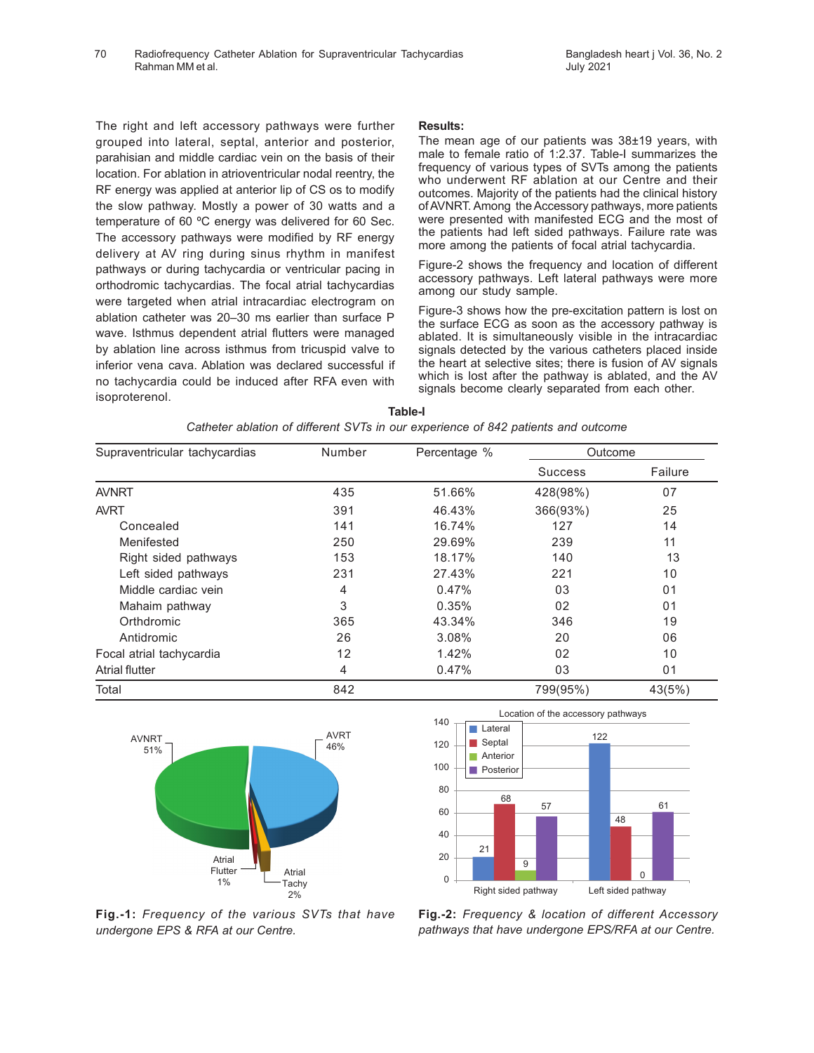The right and left accessory pathways were further grouped into lateral, septal, anterior and posterior, parahisian and middle cardiac vein on the basis of their location. For ablation in atrioventricular nodal reentry, the RF energy was applied at anterior lip of CS os to modify the slow pathway. Mostly a power of 30 watts and a temperature of 60 ºC energy was delivered for 60 Sec. The accessory pathways were modified by RF energy delivery at AV ring during sinus rhythm in manifest pathways or during tachycardia or ventricular pacing in orthodromic tachycardias. The focal atrial tachycardias were targeted when atrial intracardiac electrogram on ablation catheter was 20–30 ms earlier than surface P wave. Isthmus dependent atrial flutters were managed by ablation line across isthmus from tricuspid valve to inferior vena cava. Ablation was declared successful if no tachycardia could be induced after RFA even with isoproterenol.

**Results:**

The mean age of our patients was 38±19 years, with male to female ratio of 1:2.37. Table-I summarizes the frequency of various types of SVTs among the patients who underwent RF ablation at our Centre and their outcomes. Majority of the patients had the clinical history of AVNRT. Among the Accessory pathways, more patients were presented with manifested ECG and the most of the patients had left sided pathways. Failure rate was more among the patients of focal atrial tachycardia.

Figure-2 shows the frequency and location of different accessory pathways. Left lateral pathways were more among our study sample.

Figure-3 shows how the pre-excitation pattern is lost on the surface ECG as soon as the accessory pathway is ablated. It is simultaneously visible in the intracardiac signals detected by the various catheters placed inside the heart at selective sites; there is fusion of AV signals which is lost after the pathway is ablated, and the AV signals become clearly separated from each other.

**Table-I**

*Catheter ablation of different SVTs in our experience of 842 patients and outcome*

| Supraventricular tachycardias | Number | Percentage % | Outcome | |
|---|---|---|---|---|
| | | | Success | Failure |
| AVNRT | 435 | 51.66% | 428(98%) | 07 |
| AVRT | 391 | 46.43% | 366(93%) | 25 |
| Concealed | 141 | 16.74% | 127 | 14 |
| Menifested | 250 | 29.69% | 239 | 11 |
| Right sided pathways | 153 | 18.17% | 140 | 13 |
| Left sided pathways | 231 | 27.43% | 221 | 10 |
| Middle cardiac vein | 4 | 0.47% | 03 | 01 |
| Mahaim pathway | 3 | 0.35% | 02 | 01 |
| Orthdromic | 365 | 43.34% | 346 | 19 |
| Antidromic | 26 | 3.08% | 20 | 06 |
| Focal atrial tachycardia | 12 | 1.42% | 02 | 10 |
| Atrial flutter | 4 | 0.47% | 03 | 01 |
| Total | 842 | | 799(95%) | 43(5%) |

**Fig.-1:** *Frequency of the various SVTs that have undergone EPS & RFA at our Centre.*

**Fig.-2:** *Frequency & location of different Accessory pathways that have undergone EPS/RFA at our Centre.*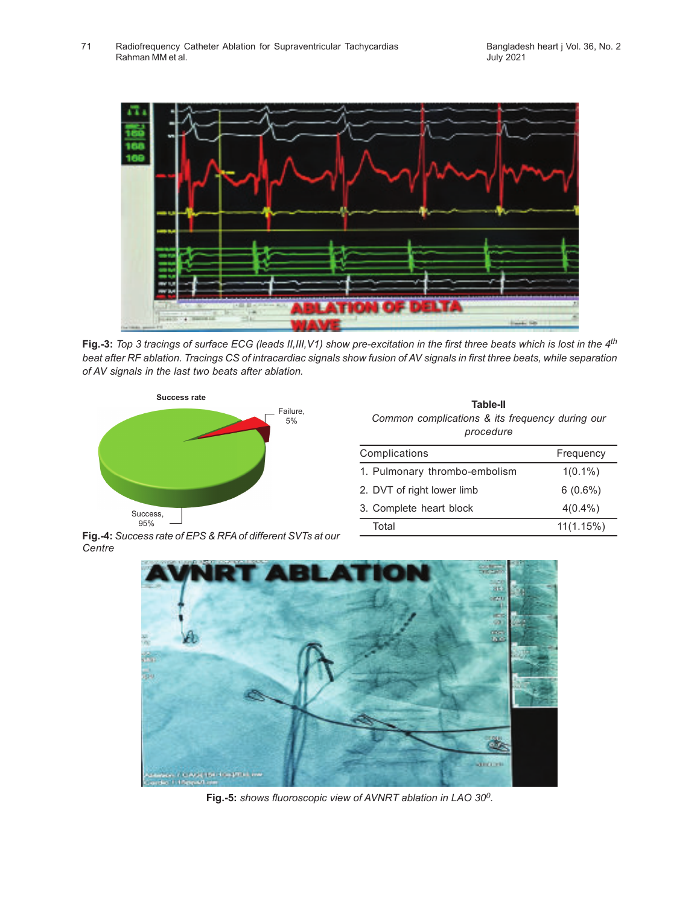**Fig.-3:** *Top 3 tracings of surface ECG (leads II,III,V1) show pre-excitation in the first three beats which is lost in the 4th beat after RF ablation. Tracings CS of intracardiac signals show fusion of AV signals in first three beats, while separation of AV signals in the last two beats after ablation.*

**Fig.-4:** *Success rate of EPS & RFA of different SVTs at our Centre*

**Table-II**

*Common complications & its frequency during our procedure*

| Complications | Frequency |
|---|---|
| 1. Pulmonary thrombo-embolism | 1(0.1%) |
| 2. DVT of right lower limb | 6 (0.6%) |
| 3. Complete heart block | 4(0.4%) |
| Total | 11(1.15%) |

**Fig.-5:** *shows fluoroscopic view of AVNRT ablation in LAO 30⁰.*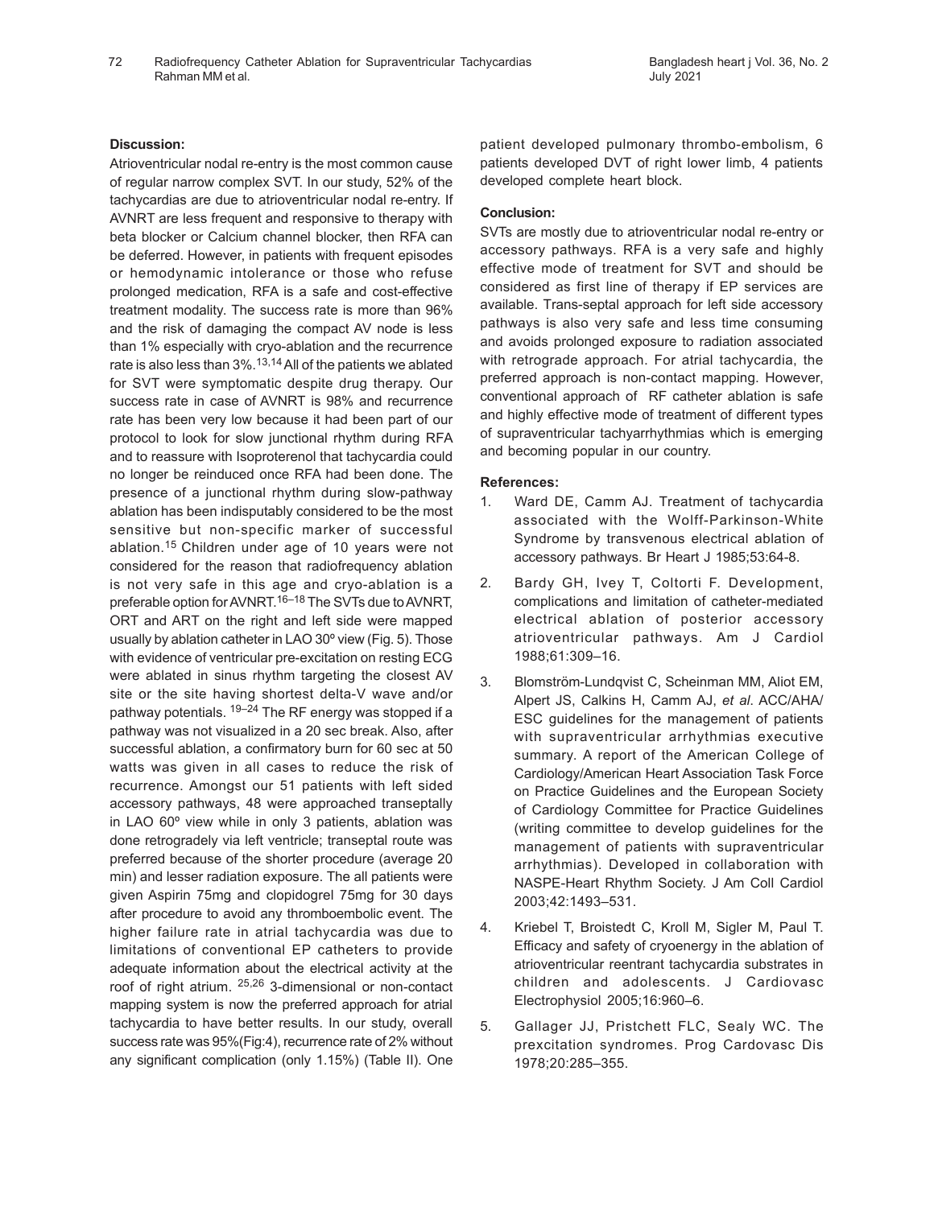### Discussion:

Atrioventricular nodal re-entry is the most common cause of regular narrow complex SVT. In our study, 52% of the tachycardias are due to atrioventricular nodal re-entry. If AVNRT are less frequent and responsive to therapy with beta blocker or Calcium channel blocker, then RFA can be deferred. However, in patients with frequent episodes or hemodynamic intolerance or those who refuse prolonged medication, RFA is a safe and cost-effective treatment modality. The success rate is more than 96% and the risk of damaging the compact AV node is less than 1% especially with cryo-ablation and the recurrence rate is also less than 3%.[13,14] All of the patients we ablated for SVT were symptomatic despite drug therapy. Our success rate in case of AVNRT is 98% and recurrence rate has been very low because it had been part of our protocol to look for slow junctional rhythm during RFA and to reassure with Isoproterenol that tachycardia could no longer be reinduced once RFA had been done. The presence of a junctional rhythm during slow-pathway ablation has been indisputably considered to be the most sensitive but non-specific marker of successful ablation.[15] Children under age of 10 years were not considered for the reason that radiofrequency ablation is not very safe in this age and cryo-ablation is a preferable option for AVNRT.[16–18] The SVTs due to AVNRT, ORT and ART on the right and left side were mapped usually by ablation catheter in LAO 30º view (Fig. 5). Those with evidence of ventricular pre-excitation on resting ECG were ablated in sinus rhythm targeting the closest AV site or the site having shortest delta-V wave and/or pathway potentials. [19–24] The RF energy was stopped if a pathway was not visualized in a 20 sec break. Also, after successful ablation, a confirmatory burn for 60 sec at 50 watts was given in all cases to reduce the risk of recurrence. Amongst our 51 patients with left sided accessory pathways, 48 were approached transeptally in LAO 60º view while in only 3 patients, ablation was done retrogradely via left ventricle; transeptal route was preferred because of the shorter procedure (average 20 min) and lesser radiation exposure. The all patients were given Aspirin 75mg and clopidogrel 75mg for 30 days after procedure to avoid any thromboembolic event. The higher failure rate in atrial tachycardia was due to limitations of conventional EP catheters to provide adequate information about the electrical activity at the roof of right atrium. [25,26] 3-dimensional or non-contact mapping system is now the preferred approach for atrial tachycardia to have better results. In our study, overall success rate was 95%(Fig:4), recurrence rate of 2% without any significant complication (only 1.15%) (Table II). One patient developed pulmonary thrombo-embolism, 6 patients developed DVT of right lower limb, 4 patients developed complete heart block.

### Conclusion:

SVTs are mostly due to atrioventricular nodal re-entry or accessory pathways. RFA is a very safe and highly effective mode of treatment for SVT and should be considered as first line of therapy if EP services are available. Trans-septal approach for left side accessory pathways is also very safe and less time consuming and avoids prolonged exposure to radiation associated with retrograde approach. For atrial tachycardia, the preferred approach is non-contact mapping. However, conventional approach of RF catheter ablation is safe and highly effective mode of treatment of different types of supraventricular tachyarrhythmias which is emerging and becoming popular in our country.

### References:

1. Ward DE, Camm AJ. Treatment of tachycardia associated with the Wolff-Parkinson-White Syndrome by transvenous electrical ablation of accessory pathways. Br Heart J 1985;53:64-8.
2. Bardy GH, Ivey T, Coltorti F. Development, complications and limitation of catheter-mediated electrical ablation of posterior accessory atrioventricular pathways. Am J Cardiol 1988;61:309–16.
3. Blomström-Lundqvist C, Scheinman MM, Aliot EM, Alpert JS, Calkins H, Camm AJ, *et al*. ACC/AHA/ESC guidelines for the management of patients with supraventricular arrhythmias executive summary. A report of the American College of Cardiology/American Heart Association Task Force on Practice Guidelines and the European Society of Cardiology Committee for Practice Guidelines (writing committee to develop guidelines for the management of patients with supraventricular arrhythmias). Developed in collaboration with NASPE-Heart Rhythm Society. J Am Coll Cardiol 2003;42:1493–531.
4. Kriebel T, Broistedt C, Kroll M, Sigler M, Paul T. Efficacy and safety of cryoenergy in the ablation of atrioventricular reentrant tachycardia substrates in children and adolescents. J Cardiovasc Electrophysiol 2005;16:960–6.
5. Gallager JJ, Pristchett FLC, Sealy WC. The prexcitation syndromes. Prog Cardovasc Dis 1978;20:285–355.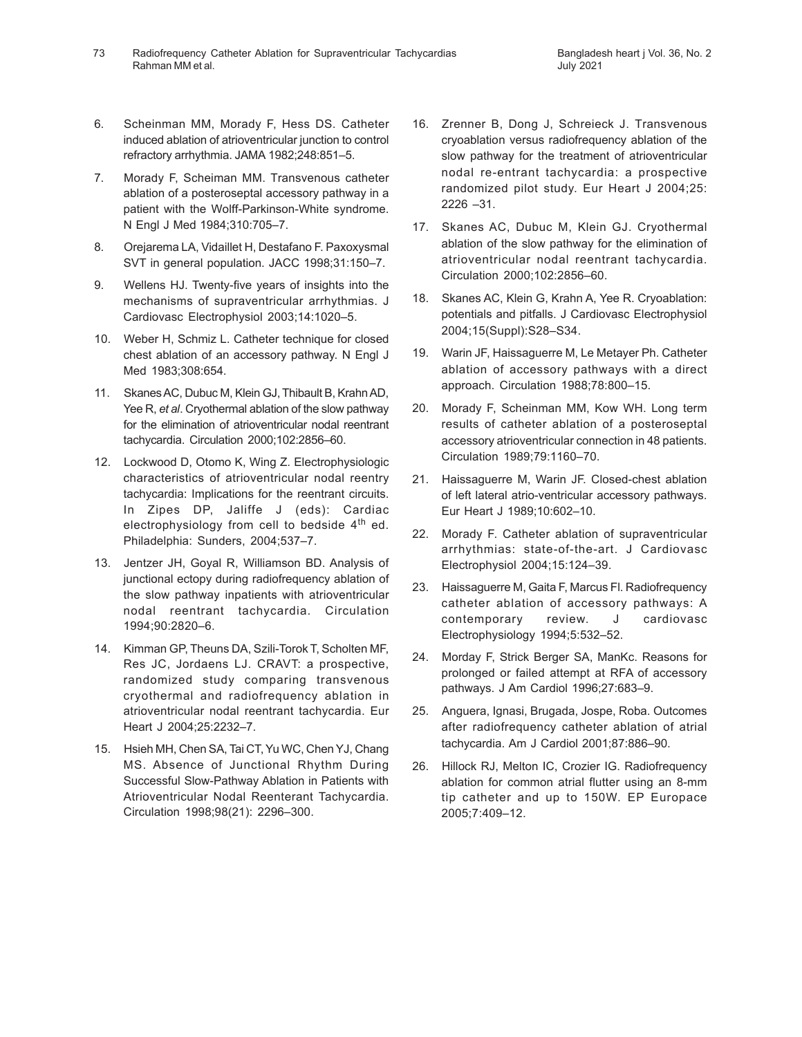6. Scheinman MM, Morady F, Hess DS. Catheter induced ablation of atrioventricular junction to control refractory arrhythmia. JAMA 1982;248:851–5.
7. Morady F, Scheiman MM. Transvenous catheter ablation of a posteroseptal accessory pathway in a patient with the Wolff-Parkinson-White syndrome. N Engl J Med 1984;310:705–7.
8. Orejarema LA, Vidaillet H, Destafano F. Paxoxysmal SVT in general population. JACC 1998;31:150–7.
9. Wellens HJ. Twenty-five years of insights into the mechanisms of supraventricular arrhythmias. J Cardiovasc Electrophysiol 2003;14:1020–5.
10. Weber H, Schmiz L. Catheter technique for closed chest ablation of an accessory pathway. N Engl J Med 1983;308:654.
11. Skanes AC, Dubuc M, Klein GJ, Thibault B, Krahn AD, Yee R, *et al*. Cryothermal ablation of the slow pathway for the elimination of atrioventricular nodal reentrant tachycardia. Circulation 2000;102:2856–60.
12. Lockwood D, Otomo K, Wing Z. Electrophysiologic characteristics of atrioventricular nodal reentry tachycardia: Implications for the reentrant circuits. In Zipes DP, Jaliffe J (eds): Cardiac electrophysiology from cell to bedside 4th ed. Philadelphia: Sunders, 2004;537–7.
13. Jentzer JH, Goyal R, Williamson BD. Analysis of junctional ectopy during radiofrequency ablation of the slow pathway inpatients with atrioventricular nodal reentrant tachycardia. Circulation 1994;90:2820–6.
14. Kimman GP, Theuns DA, Szili-Torok T, Scholten MF, Res JC, Jordaens LJ. CRAVT: a prospective, randomized study comparing transvenous cryothermal and radiofrequency ablation in atrioventricular nodal reentrant tachycardia. Eur Heart J 2004;25:2232–7.
15. Hsieh MH, Chen SA, Tai CT, Yu WC, Chen YJ, Chang MS. Absence of Junctional Rhythm During Successful Slow-Pathway Ablation in Patients with Atrioventricular Nodal Reenterant Tachycardia. Circulation 1998;98(21): 2296–300.
16. Zrenner B, Dong J, Schreieck J. Transvenous cryoablation versus radiofrequency ablation of the slow pathway for the treatment of atrioventricular nodal re-entrant tachycardia: a prospective randomized pilot study. Eur Heart J 2004;25: 2226 –31.
17. Skanes AC, Dubuc M, Klein GJ. Cryothermal ablation of the slow pathway for the elimination of atrioventricular nodal reentrant tachycardia. Circulation 2000;102:2856–60.
18. Skanes AC, Klein G, Krahn A, Yee R. Cryoablation: potentials and pitfalls. J Cardiovasc Electrophysiol 2004;15(Suppl):S28–S34.
19. Warin JF, Haissaguerre M, Le Metayer Ph. Catheter ablation of accessory pathways with a direct approach. Circulation 1988;78:800–15.
20. Morady F, Scheinman MM, Kow WH. Long term results of catheter ablation of a posteroseptal accessory atrioventricular connection in 48 patients. Circulation 1989;79:1160–70.
21. Haissaguerre M, Warin JF. Closed-chest ablation of left lateral atrio-ventricular accessory pathways. Eur Heart J 1989;10:602–10.
22. Morady F. Catheter ablation of supraventricular arrhythmias: state-of-the-art. J Cardiovasc Electrophysiol 2004;15:124–39.
23. Haissaguerre M, Gaita F, Marcus FI. Radiofrequency catheter ablation of accessory pathways: A contemporary review. J cardiovasc Electrophysiology 1994;5:532–52.
24. Morday F, Strick Berger SA, ManKc. Reasons for prolonged or failed attempt at RFA of accessory pathways. J Am Cardiol 1996;27:683–9.
25. Anguera, Ignasi, Brugada, Jospe, Roba. Outcomes after radiofrequency catheter ablation of atrial tachycardia. Am J Cardiol 2001;87:886–90.
26. Hillock RJ, Melton IC, Crozier IG. Radiofrequency ablation for common atrial flutter using an 8-mm tip catheter and up to 150W. EP Europace 2005;7:409–12.